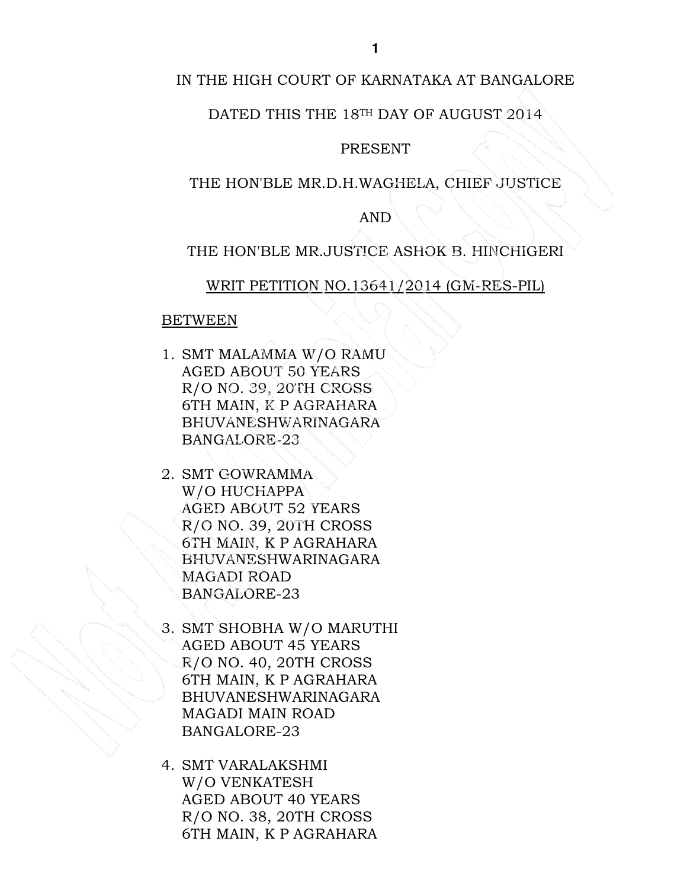IN THE HIGH COURT OF KARNATAKA AT BANGALORE

DATED THIS THE 18TH DAY OF AUGUST 2014

PRESENT

THE HON'BLE MR.D.H.WAGHELA, CHIEF JUSTICE

AND

THE HON'BLE MR.JUSTICE ASHOK B. HINCHIGERI

<u>WRIT PETITION NO.13641/2014 (GM-RES-PIL)</u>

<u>BETWEEN</u>

1. SMT MALAMMA W/O RAMU
   AGED ABOUT 50 YEARS
   R/O NO. 39, 20TH CROSS
   6TH MAIN, K P AGRAHARA
   BHUVANESHWARINAGARA
   BANGALORE-23

2. SMT GOWRAMMA
   W/O HUCHAPPA
   AGED ABOUT 52 YEARS
   R/O NO. 39, 20TH CROSS
   6TH MAIN, K P AGRAHARA
   BHUVANESHWARINAGARA
   MAGADI ROAD
   BANGALORE-23

3. SMT SHOBHA W/O MARUTHI
   AGED ABOUT 45 YEARS
   R/O NO. 40, 20TH CROSS
   6TH MAIN, K P AGRAHARA
   BHUVANESHWARINAGARA
   MAGADI MAIN ROAD
   BANGALORE-23

4. SMT VARALAKSHMI
   W/O VENKATESH
   AGED ABOUT 40 YEARS
   R/O NO. 38, 20TH CROSS
   6TH MAIN, K P AGRAHARA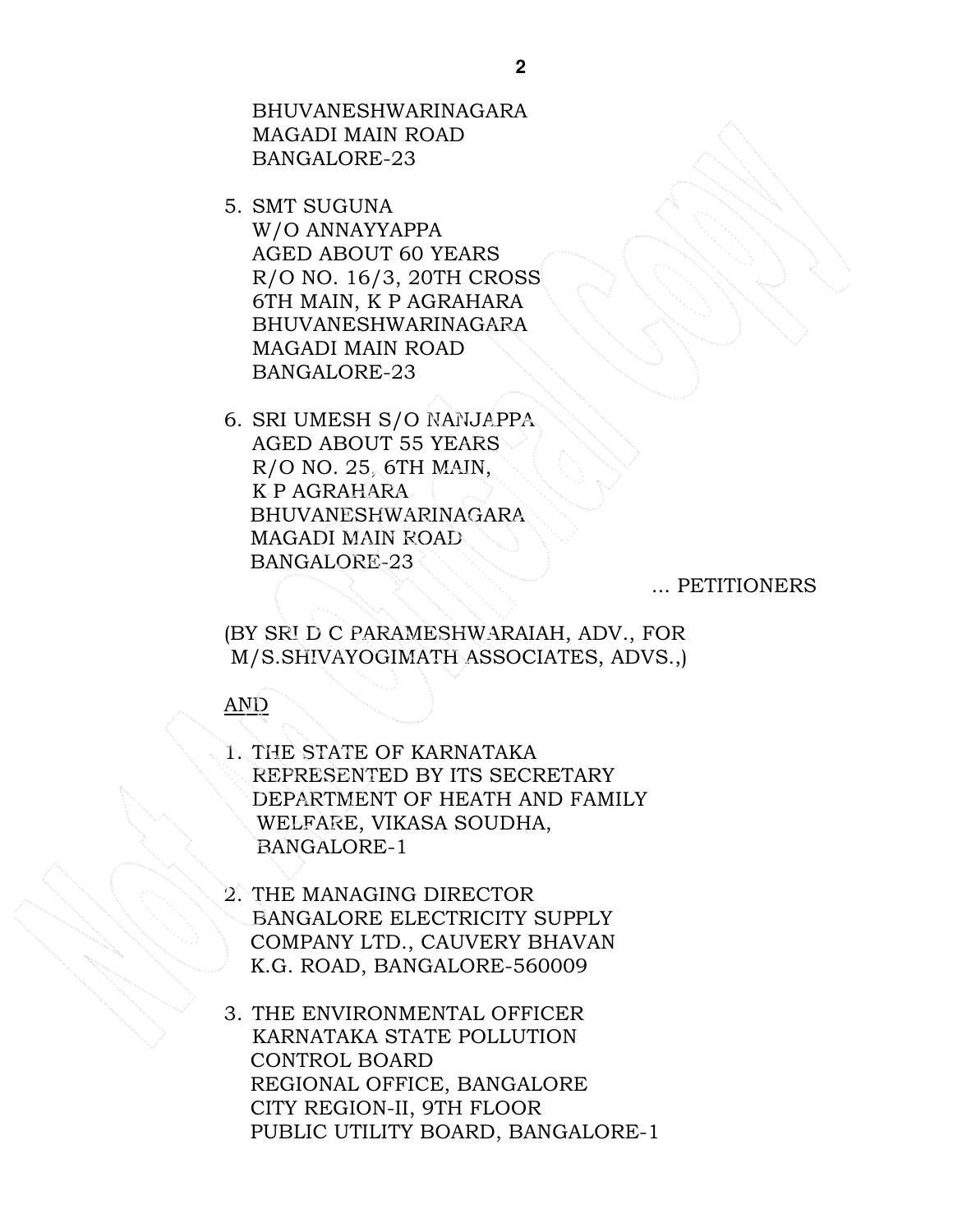BHUVANESHWARINAGARA
MAGADI MAIN ROAD
BANGALORE-23

5. SMT SUGUNA
   W/O ANNAYYAPPA
   AGED ABOUT 60 YEARS
   R/O NO. 16/3, 20TH CROSS
   6TH MAIN, K P AGRAHARA
   BHUVANESHWARINAGARA
   MAGADI MAIN ROAD
   BANGALORE-23

6. SRI UMESH S/O NANJAPPA
   AGED ABOUT 55 YEARS
   R/O NO. 25, 6TH MAIN,
   K P AGRAHARA
   BHUVANESHWARINAGARA
   MAGADI MAIN ROAD
   BANGALORE-23

... PETITIONERS

(BY SRI D C PARAMESHWARAIAH, ADV., FOR M/S.SHIVAYOGIMATH ASSOCIATES, ADVS.,)

AND

1. THE STATE OF KARNATAKA
   REPRESENTED BY ITS SECRETARY
   DEPARTMENT OF HEATH AND FAMILY
   WELFARE, VIKASA SOUDHA,
   BANGALORE-1

2. THE MANAGING DIRECTOR
   BANGALORE ELECTRICITY SUPPLY
   COMPANY LTD., CAUVERY BHAVAN
   K.G. ROAD, BANGALORE-560009

3. THE ENVIRONMENTAL OFFICER
   KARNATAKA STATE POLLUTION
   CONTROL BOARD
   REGIONAL OFFICE, BANGALORE
   CITY REGION-II, 9TH FLOOR
   PUBLIC UTILITY BOARD, BANGALORE-1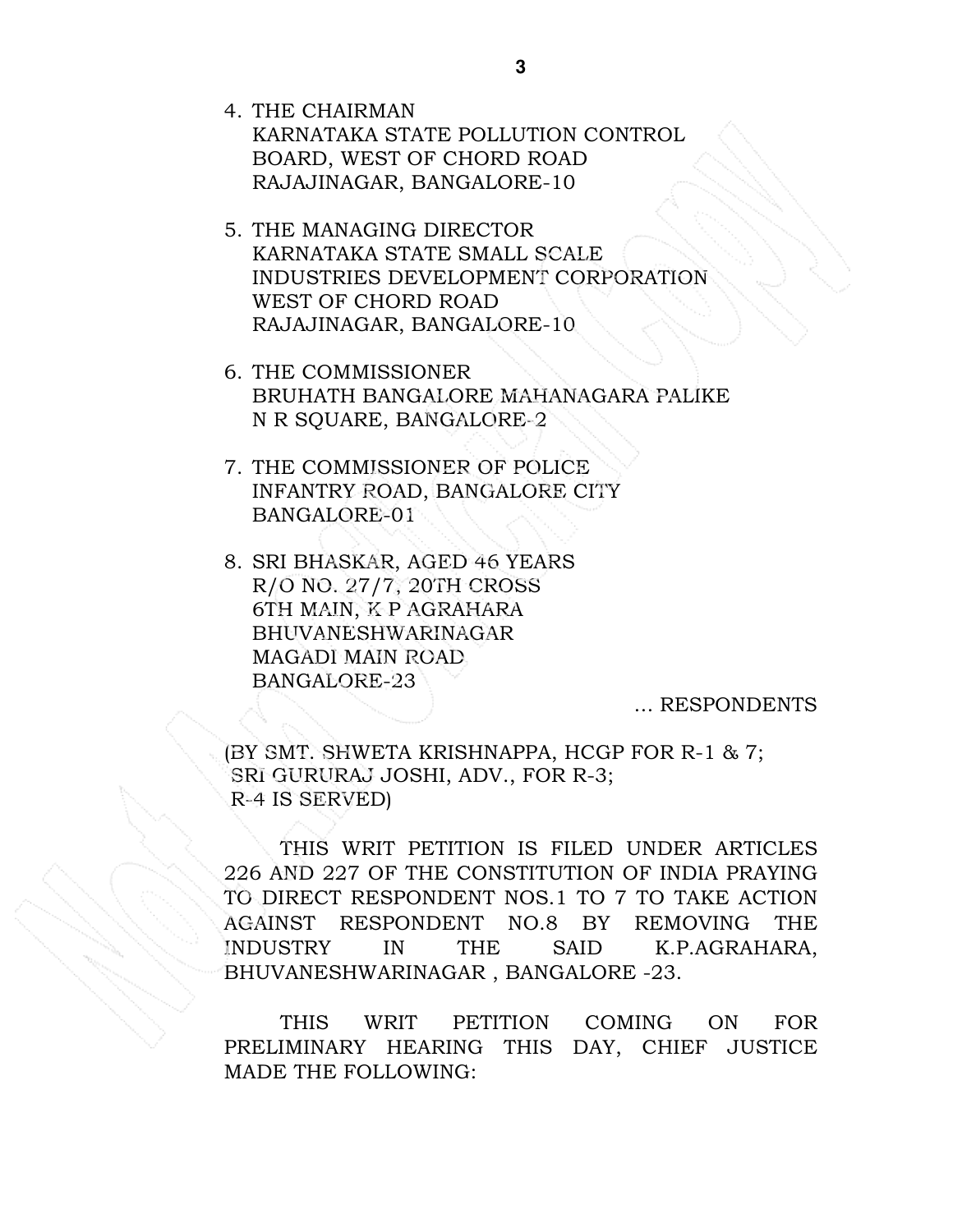4. THE CHAIRMAN
   KARNATAKA STATE POLLUTION CONTROL
   BOARD, WEST OF CHORD ROAD
   RAJAJINAGAR, BANGALORE-10

5. THE MANAGING DIRECTOR
   KARNATAKA STATE SMALL SCALE
   INDUSTRIES DEVELOPMENT CORPORATION
   WEST OF CHORD ROAD
   RAJAJINAGAR, BANGALORE-10

6. THE COMMISSIONER
   BRUHATH BANGALORE MAHANAGARA PALIKE
   N R SQUARE, BANGALORE-2

7. THE COMMISSIONER OF POLICE
   INFANTRY ROAD, BANGALORE CITY
   BANGALORE-01

8. SRI BHASKAR, AGED 46 YEARS
   R/O NO. 27/7, 20TH CROSS
   6TH MAIN, K P AGRAHARA
   BHUVANESHWARINAGAR
   MAGADI MAIN ROAD
   BANGALORE-23

... RESPONDENTS

(BY SMT. SHWETA KRISHNAPPA, HCGP FOR R-1 & 7;
SRI GURURAJ JOSHI, ADV., FOR R-3;
R-4 IS SERVED)

THIS WRIT PETITION IS FILED UNDER ARTICLES 226 AND 227 OF THE CONSTITUTION OF INDIA PRAYING TO DIRECT RESPONDENT NOS.1 TO 7 TO TAKE ACTION AGAINST RESPONDENT NO.8 BY REMOVING THE INDUSTRY IN THE SAID K.P.AGRAHARA, BHUVANESHWARINAGAR , BANGALORE -23.

THIS WRIT PETITION COMING ON FOR PRELIMINARY HEARING THIS DAY, CHIEF JUSTICE MADE THE FOLLOWING: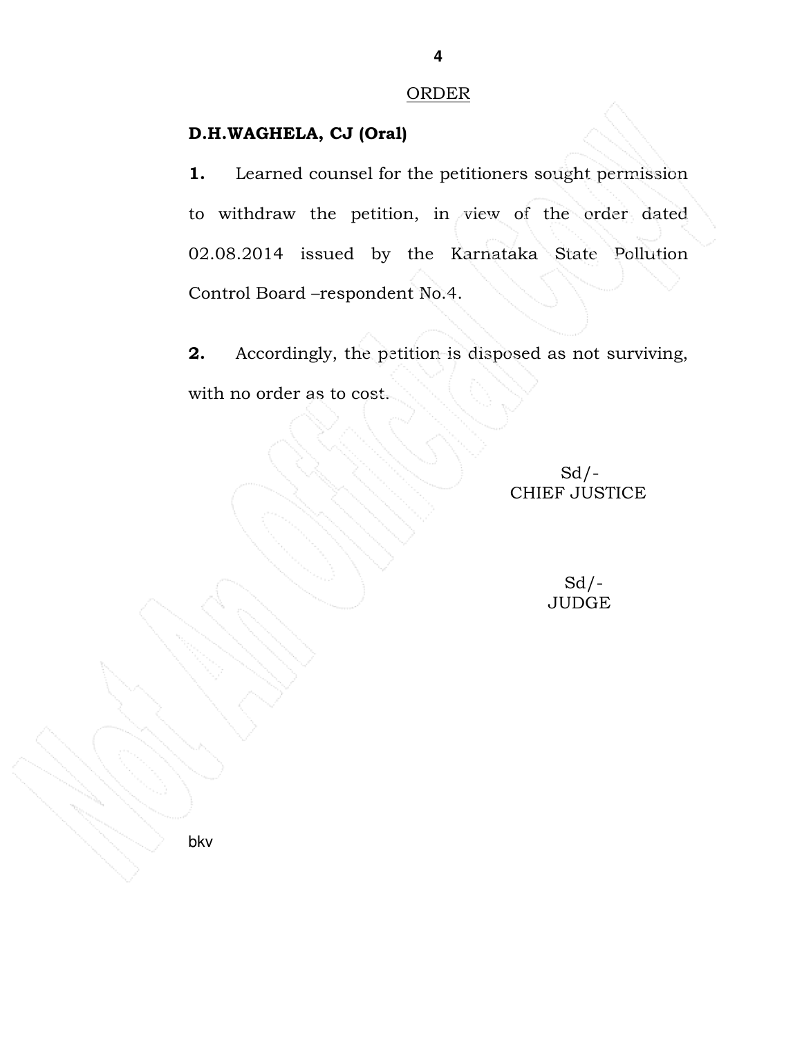ORDER

**D.H.WAGHELA, CJ (Oral)**

**1.** Learned counsel for the petitioners sought permission to withdraw the petition, in view of the order dated 02.08.2014 issued by the Karnataka State Pollution Control Board –respondent No.4.

**2.** Accordingly, the petition is disposed as not surviving, with no order as to cost.

Sd/-
CHIEF JUSTICE

Sd/-
JUDGE

bkv